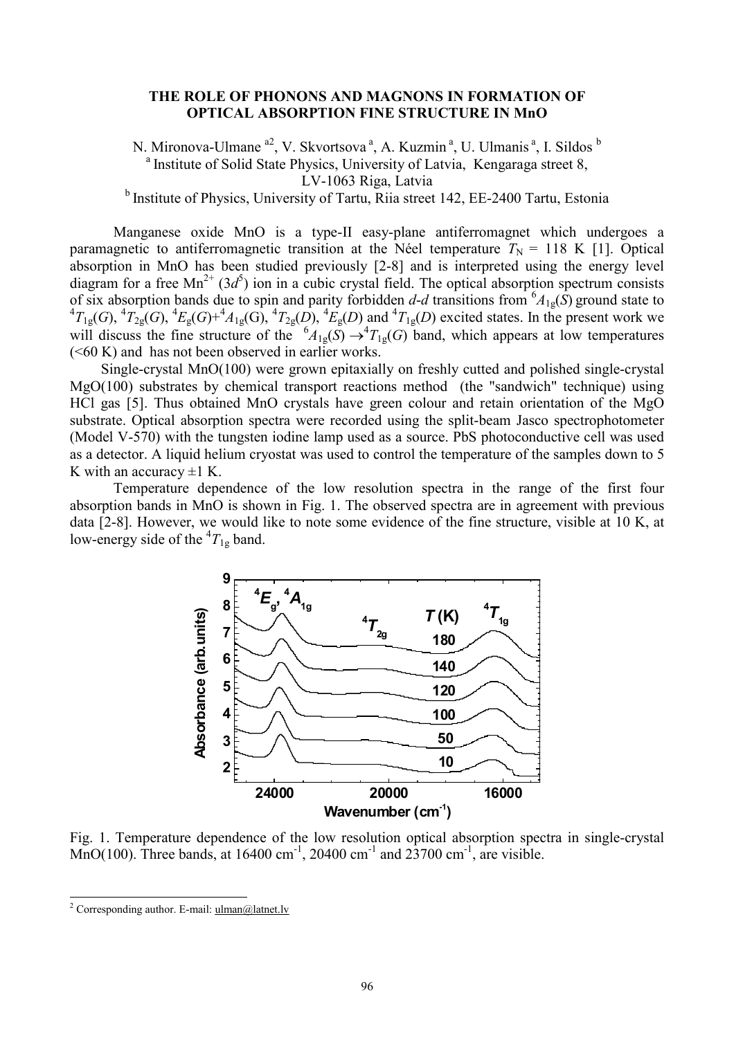# THE ROLE OF PHONONS AND MAGNONS IN FORMATION OF OPTICAL ABSORPTION FINE STRUCTURE IN MnO

N. Mironova-Ulmane [a2], V. Skvortsova [a], A. Kuzmin [a], U. Ulmanis [a], I. Sildos [b]

[a] Institute of Solid State Physics, University of Latvia, Kengaraga street 8, LV-1063 Riga, Latvia

[b] Institute of Physics, University of Tartu, Riia street 142, EE-2400 Tartu, Estonia

Manganese oxide MnO is a type-II easy-plane antiferromagnet which undergoes a paramagnetic to antiferromagnetic transition at the Néel temperature $T_N$ = 118 K [1]. Optical absorption in MnO has been studied previously [2-8] and is interpreted using the energy level diagram for a free $Mn^{2+}$ ($3d^5$) ion in a cubic crystal field. The optical absorption spectrum consists of six absorption bands due to spin and parity forbidden *d-d* transitions from $^6A_{1g}(S)$ ground state to $^4T_{1g}(G)$, $^4T_{2g}(G)$, $^4E_g(G)$+$^4A_{1g}$(G), $^4T_{2g}(D)$, $^4E_g(D)$ and $^4T_{1g}(D)$ excited states. In the present work we will discuss the fine structure of the $^6A_{1g}(S) \rightarrow {}^4T_{1g}(G)$ band, which appears at low temperatures (<60 K) and has not been observed in earlier works.

Single-crystal MnO(100) were grown epitaxially on freshly cutted and polished single-crystal MgO(100) substrates by chemical transport reactions method (the "sandwich" technique) using HCl gas [5]. Thus obtained MnO crystals have green colour and retain orientation of the MgO substrate. Optical absorption spectra were recorded using the split-beam Jasco spectrophotometer (Model V-570) with the tungsten iodine lamp used as a source. PbS photoconductive cell was used as a detector. A liquid helium cryostat was used to control the temperature of the samples down to 5 K with an accuracy ±1 K.

Temperature dependence of the low resolution spectra in the range of the first four absorption bands in MnO is shown in Fig. 1. The observed spectra are in agreement with previous data [2-8]. However, we would like to note some evidence of the fine structure, visible at 10 K, at low-energy side of the $^4T_{1g}$ band.

Fig. 1. Temperature dependence of the low resolution optical absorption spectra in single-crystal MnO(100). Three bands, at 16400 cm$^{-1}$, 20400 cm$^{-1}$ and 23700 cm$^{-1}$, are visible.

[2] Corresponding author. E-mail: ulman@latnet.lv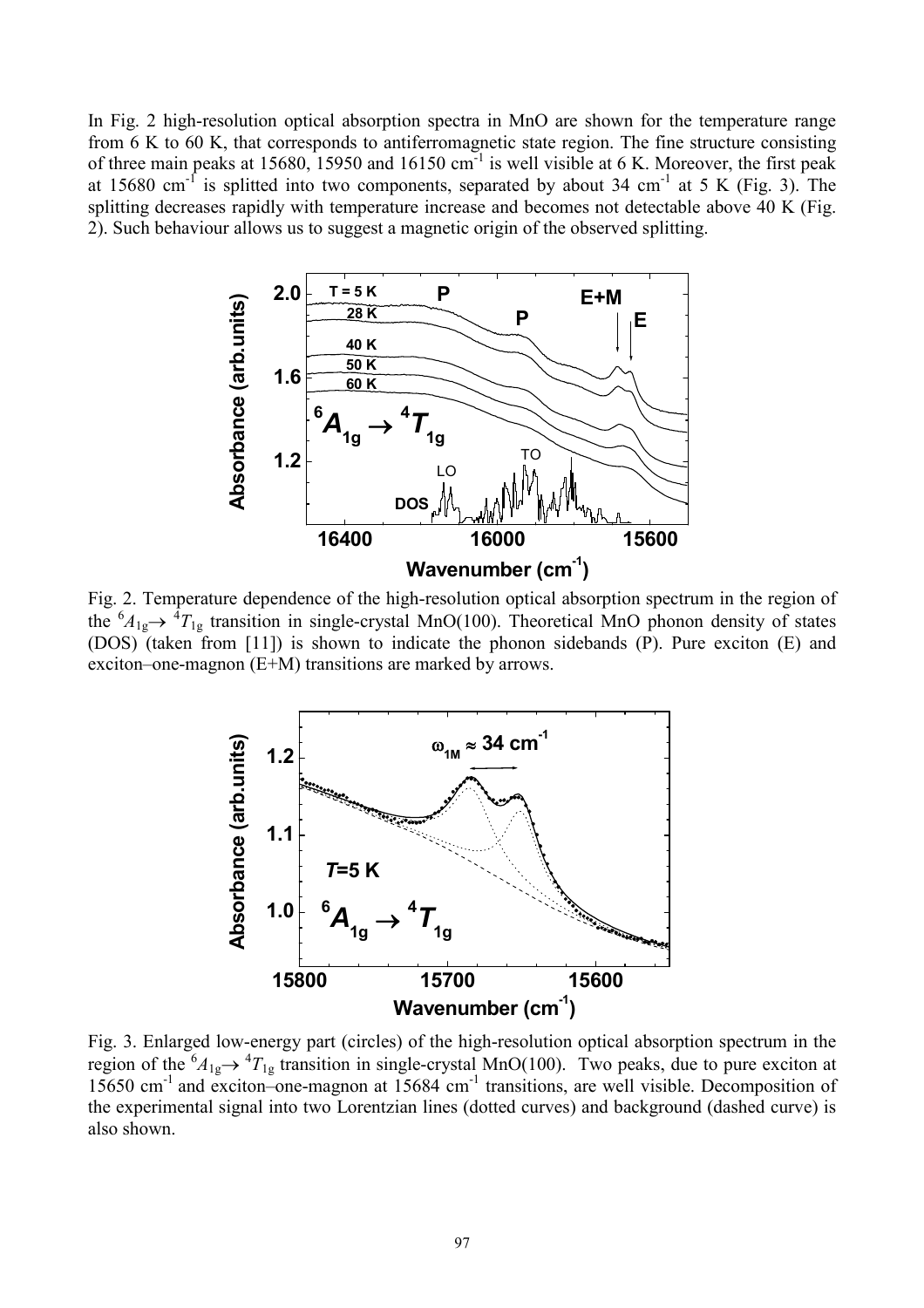In Fig. 2 high-resolution optical absorption spectra in MnO are shown for the temperature range from 6 K to 60 K, that corresponds to antiferromagnetic state region. The fine structure consisting of three main peaks at 15680, 15950 and 16150 cm$^{-1}$ is well visible at 6 K. Moreover, the first peak at 15680 cm$^{-1}$ is splitted into two components, separated by about 34 cm$^{-1}$ at 5 K (Fig. 3). The splitting decreases rapidly with temperature increase and becomes not detectable above 40 K (Fig. 2). Such behaviour allows us to suggest a magnetic origin of the observed splitting.

Fig. 2. Temperature dependence of the high-resolution optical absorption spectrum in the region of the $^6A_{1g}\rightarrow\,^4T_{1g}$ transition in single-crystal MnO(100). Theoretical MnO phonon density of states (DOS) (taken from [11]) is shown to indicate the phonon sidebands (P). Pure exciton (E) and exciton–one-magnon (E+M) transitions are marked by arrows.

Fig. 3. Enlarged low-energy part (circles) of the high-resolution optical absorption spectrum in the region of the $^6A_{1g}\rightarrow\,^4T_{1g}$ transition in single-crystal MnO(100). Two peaks, due to pure exciton at 15650 cm$^{-1}$ and exciton–one-magnon at 15684 cm$^{-1}$ transitions, are well visible. Decomposition of the experimental signal into two Lorentzian lines (dotted curves) and background (dashed curve) is also shown.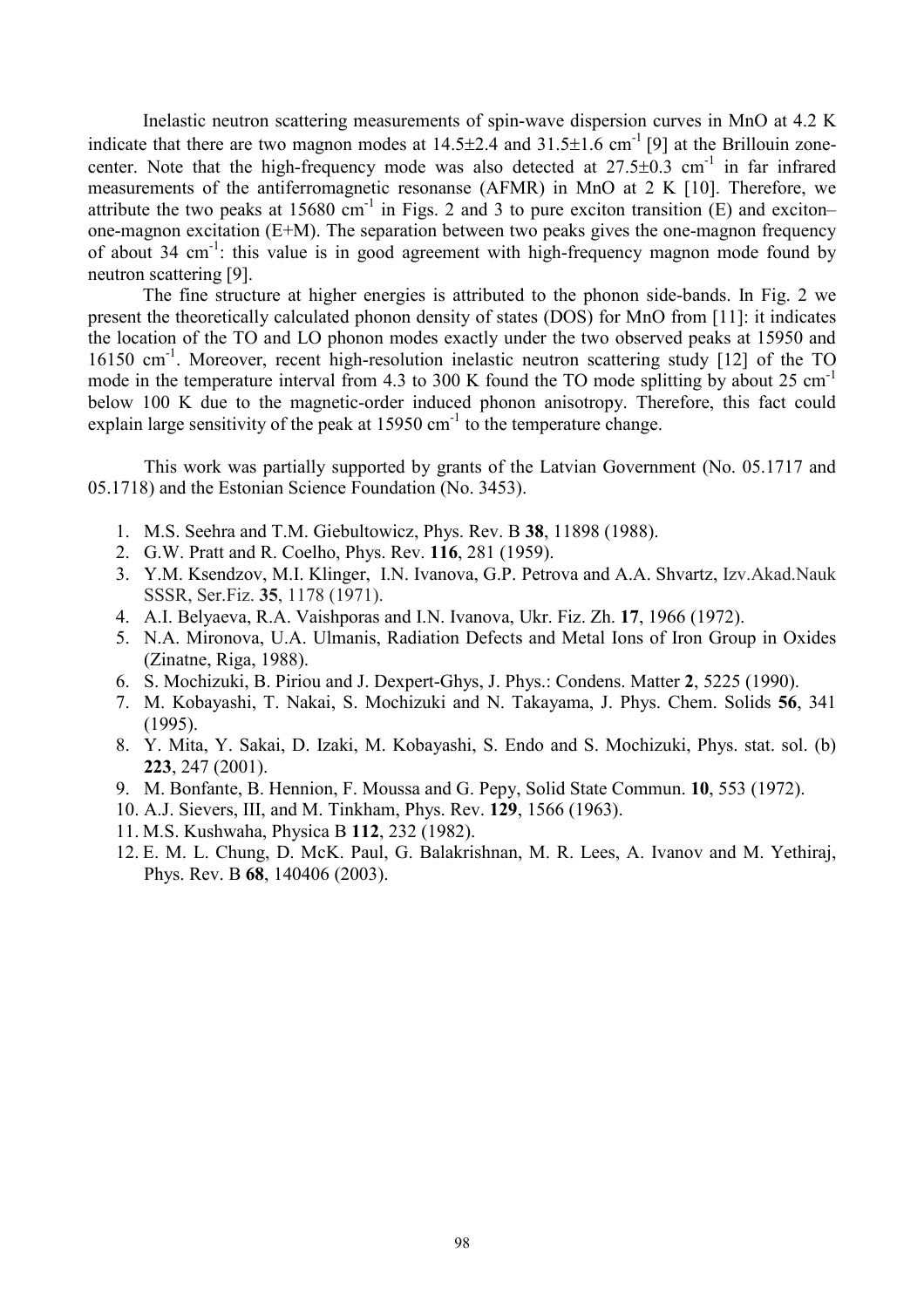Inelastic neutron scattering measurements of spin-wave dispersion curves in MnO at 4.2 K indicate that there are two magnon modes at 14.5±2.4 and 31.5±1.6 $cm^{-1}$ [9] at the Brillouin zone-center. Note that the high-frequency mode was also detected at 27.5±0.3 $cm^{-1}$ in far infrared measurements of the antiferromagnetic resonanse (AFMR) in MnO at 2 K [10]. Therefore, we attribute the two peaks at 15680 $cm^{-1}$ in Figs. 2 and 3 to pure exciton transition (E) and exciton–one-magnon excitation (E+M). The separation between two peaks gives the one-magnon frequency of about 34 $cm^{-1}$: this value is in good agreement with high-frequency magnon mode found by neutron scattering [9].

The fine structure at higher energies is attributed to the phonon side-bands. In Fig. 2 we present the theoretically calculated phonon density of states (DOS) for MnO from [11]: it indicates the location of the TO and LO phonon modes exactly under the two observed peaks at 15950 and 16150 $cm^{-1}$. Moreover, recent high-resolution inelastic neutron scattering study [12] of the TO mode in the temperature interval from 4.3 to 300 K found the TO mode splitting by about 25 $cm^{-1}$ below 100 K due to the magnetic-order induced phonon anisotropy. Therefore, this fact could explain large sensitivity of the peak at 15950 $cm^{-1}$ to the temperature change.

This work was partially supported by grants of the Latvian Government (No. 05.1717 and 05.1718) and the Estonian Science Foundation (No. 3453).

1. M.S. Seehra and T.M. Giebultowicz, Phys. Rev. B **38**, 11898 (1988).
2. G.W. Pratt and R. Coelho, Phys. Rev. **116**, 281 (1959).
3. Y.M. Ksendzov, M.I. Klinger, I.N. Ivanova, G.P. Petrova and A.A. Shvartz, Izv.Akad.Nauk SSSR, Ser.Fiz. **35**, 1178 (1971).
4. A.I. Belyaeva, R.A. Vaishporas and I.N. Ivanova, Ukr. Fiz. Zh. **17**, 1966 (1972).
5. N.A. Mironova, U.A. Ulmanis, Radiation Defects and Metal Ions of Iron Group in Oxides (Zinatne, Riga, 1988).
6. S. Mochizuki, B. Piriou and J. Dexpert-Ghys, J. Phys.: Condens. Matter **2**, 5225 (1990).
7. M. Kobayashi, T. Nakai, S. Mochizuki and N. Takayama, J. Phys. Chem. Solids **56**, 341 (1995).
8. Y. Mita, Y. Sakai, D. Izaki, M. Kobayashi, S. Endo and S. Mochizuki, Phys. stat. sol. (b) **223**, 247 (2001).
9. M. Bonfante, B. Hennion, F. Moussa and G. Pepy, Solid State Commun. **10**, 553 (1972).
10. A.J. Sievers, III, and M. Tinkham, Phys. Rev. **129**, 1566 (1963).
11. M.S. Kushwaha, Physica B **112**, 232 (1982).
12. E. M. L. Chung, D. McK. Paul, G. Balakrishnan, M. R. Lees, A. Ivanov and M. Yethiraj, Phys. Rev. B **68**, 140406 (2003).